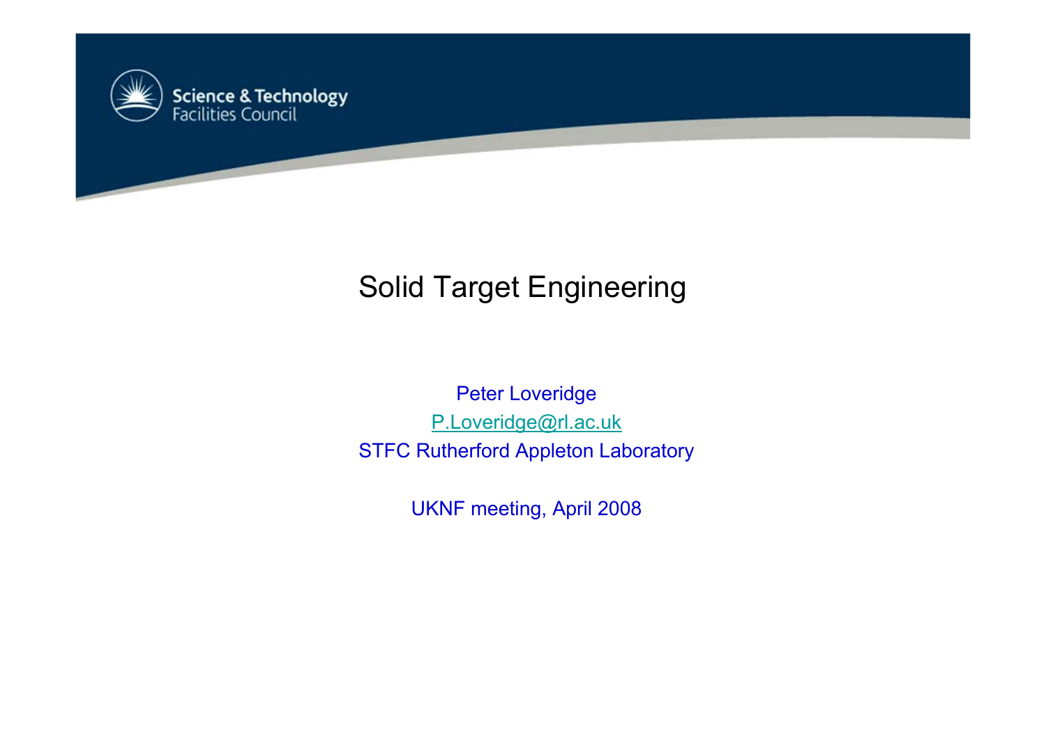Science & Technology Facilities Council

# Solid Target Engineering

Peter Loveridge

P.Loveridge@rl.ac.uk

STFC Rutherford Appleton Laboratory

UKNF meeting, April 2008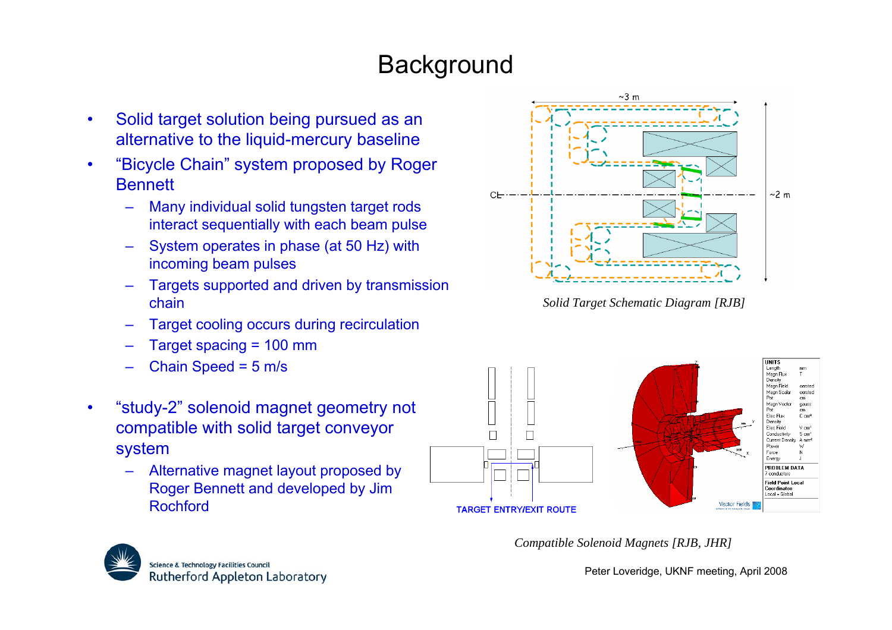# Background

- Solid target solution being pursued as an alternative to the liquid-mercury baseline
- "Bicycle Chain" system proposed by Roger Bennett
  - Many individual solid tungsten target rods interact sequentially with each beam pulse
  - System operates in phase (at 50 Hz) with incoming beam pulses
  - Targets supported and driven by transmission chain
  - Target cooling occurs during recirculation
  - Target spacing = 100 mm
  - Chain Speed = 5 m/s
- "study-2" solenoid magnet geometry not compatible with solid target conveyor system
  - Alternative magnet layout proposed by Roger Bennett and developed by Jim Rochford

*Solid Target Schematic Diagram [RJB]*

TARGET ENTRY/EXIT ROUTE

*Compatible Solenoid Magnets [RJB, JHR]*

Peter Loveridge, UKNF meeting, April 2008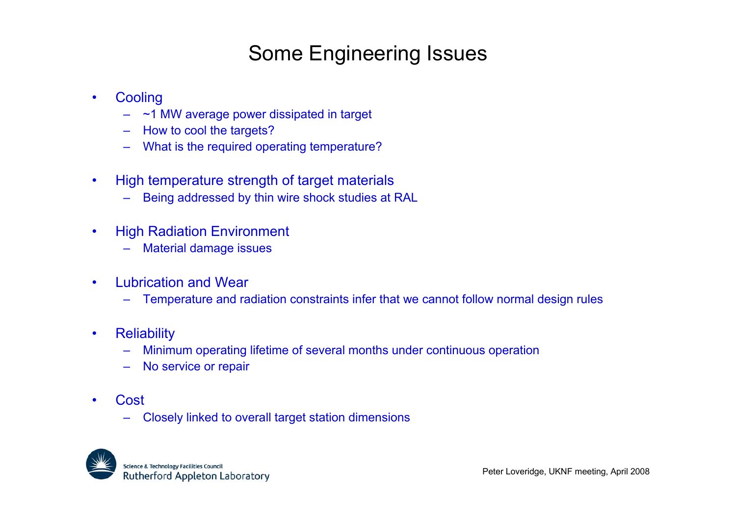# Some Engineering Issues

- Cooling
  - ~1 MW average power dissipated in target
  - How to cool the targets?
  - What is the required operating temperature?
- High temperature strength of target materials
  - Being addressed by thin wire shock studies at RAL
- High Radiation Environment
  - Material damage issues
- Lubrication and Wear
  - Temperature and radiation constraints infer that we cannot follow normal design rules
- Reliability
  - Minimum operating lifetime of several months under continuous operation
  - No service or repair
- Cost
  - Closely linked to overall target station dimensions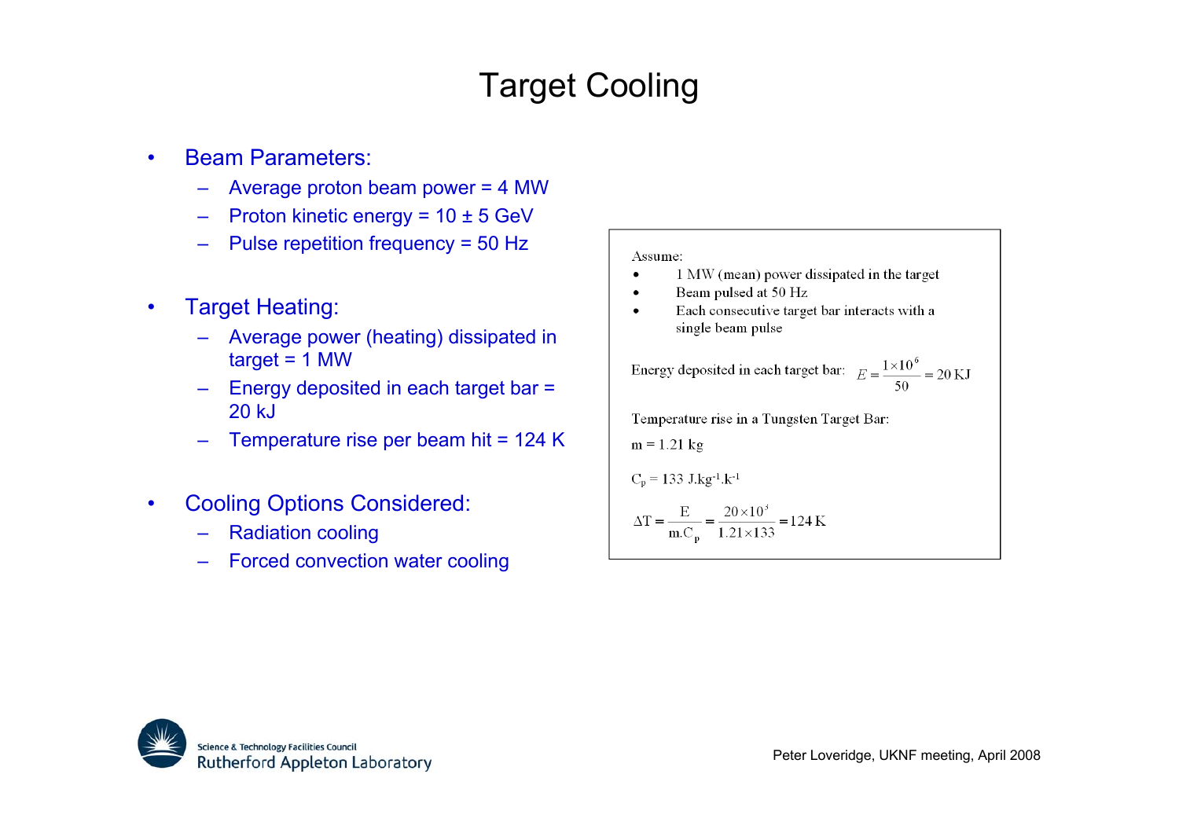# Target Cooling

- Beam Parameters:
  - Average proton beam power = 4 MW
  - Proton kinetic energy = 10 ± 5 GeV
  - Pulse repetition frequency = 50 Hz

- Target Heating:
  - Average power (heating) dissipated in target = 1 MW
  - Energy deposited in each target bar = 20 kJ
  - Temperature rise per beam hit = 124 K

- Cooling Options Considered:
  - Radiation cooling
  - Forced convection water cooling

Assume:

- 1 MW (mean) power dissipated in the target
- Beam pulsed at 50 Hz
- Each consecutive target bar interacts with a single beam pulse

Energy deposited in each target bar: $E = \frac{1\times10^6}{50} = 20\ \text{KJ}$

Temperature rise in a Tungsten Target Bar:

m = 1.21 kg

$C_p = 133\ \text{J.kg}^{-1}.\text{k}^{-1}$

$$\Delta T = \frac{E}{m.C_p} = \frac{20\times10^3}{1.21\times133} = 124\ \text{K}$$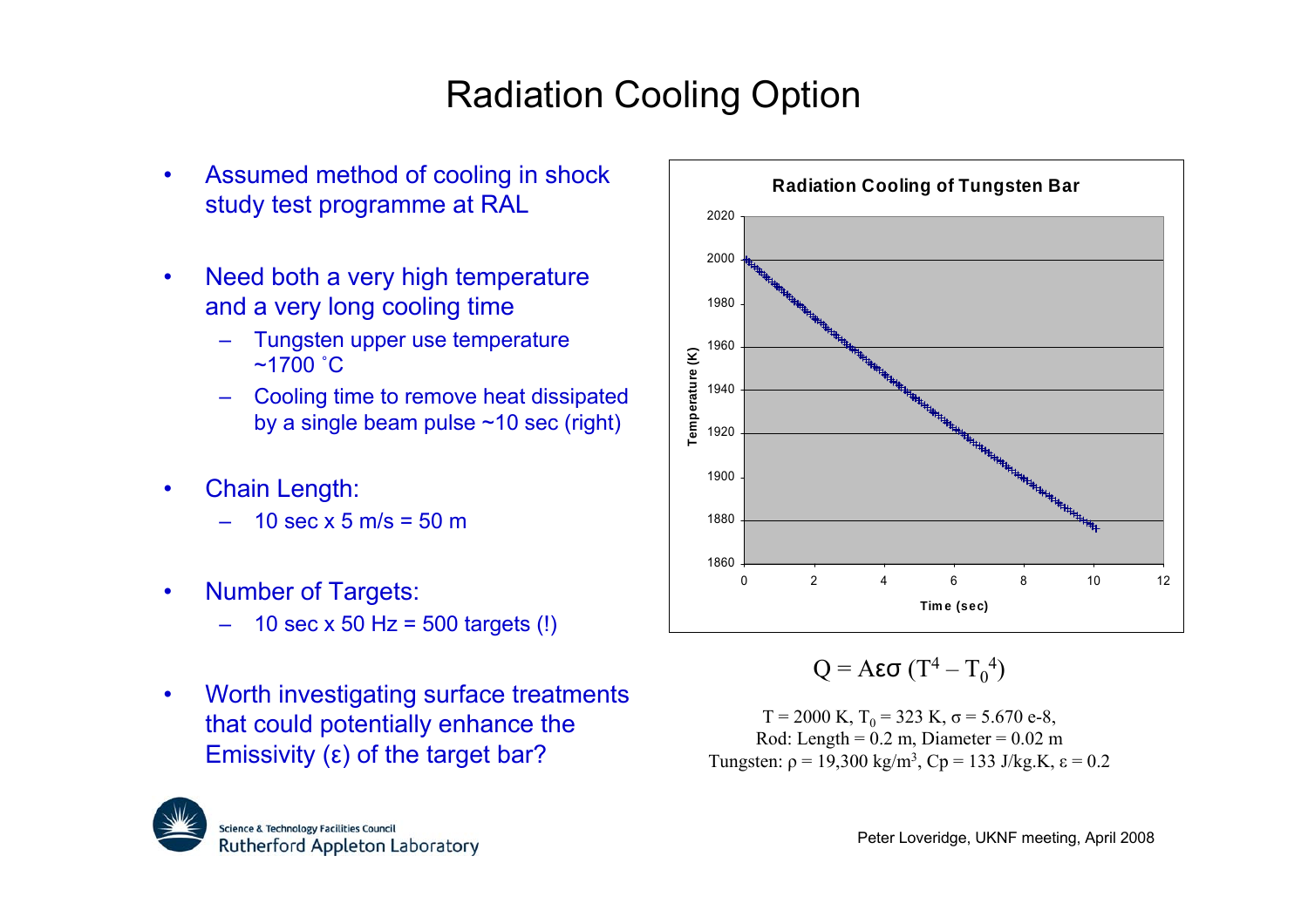# Radiation Cooling Option

- Assumed method of cooling in shock study test programme at RAL
- Need both a very high temperature and a very long cooling time
  - Tungsten upper use temperature ~1700 ˚C
  - Cooling time to remove heat dissipated by a single beam pulse ~10 sec (right)
- Chain Length:
  - 10 sec x 5 m/s = 50 m
- Number of Targets:
  - 10 sec x 50 Hz = 500 targets (!)
- Worth investigating surface treatments that could potentially enhance the Emissivity (ε) of the target bar?

**Radiation Cooling of Tungsten Bar**

Temperature (K) vs Time (sec)

$$Q = A\varepsilon\sigma\,(T^4 - T_0^4)$$

$T = 2000$ K, $T_0 = 323$ K, $\sigma = 5.670$ e-8,
Rod: Length = 0.2 m, Diameter = 0.02 m
Tungsten: $\rho = 19{,}300$ kg/m$^3$, Cp = 133 J/kg.K, $\varepsilon = 0.2$

Peter Loveridge, UKNF meeting, April 2008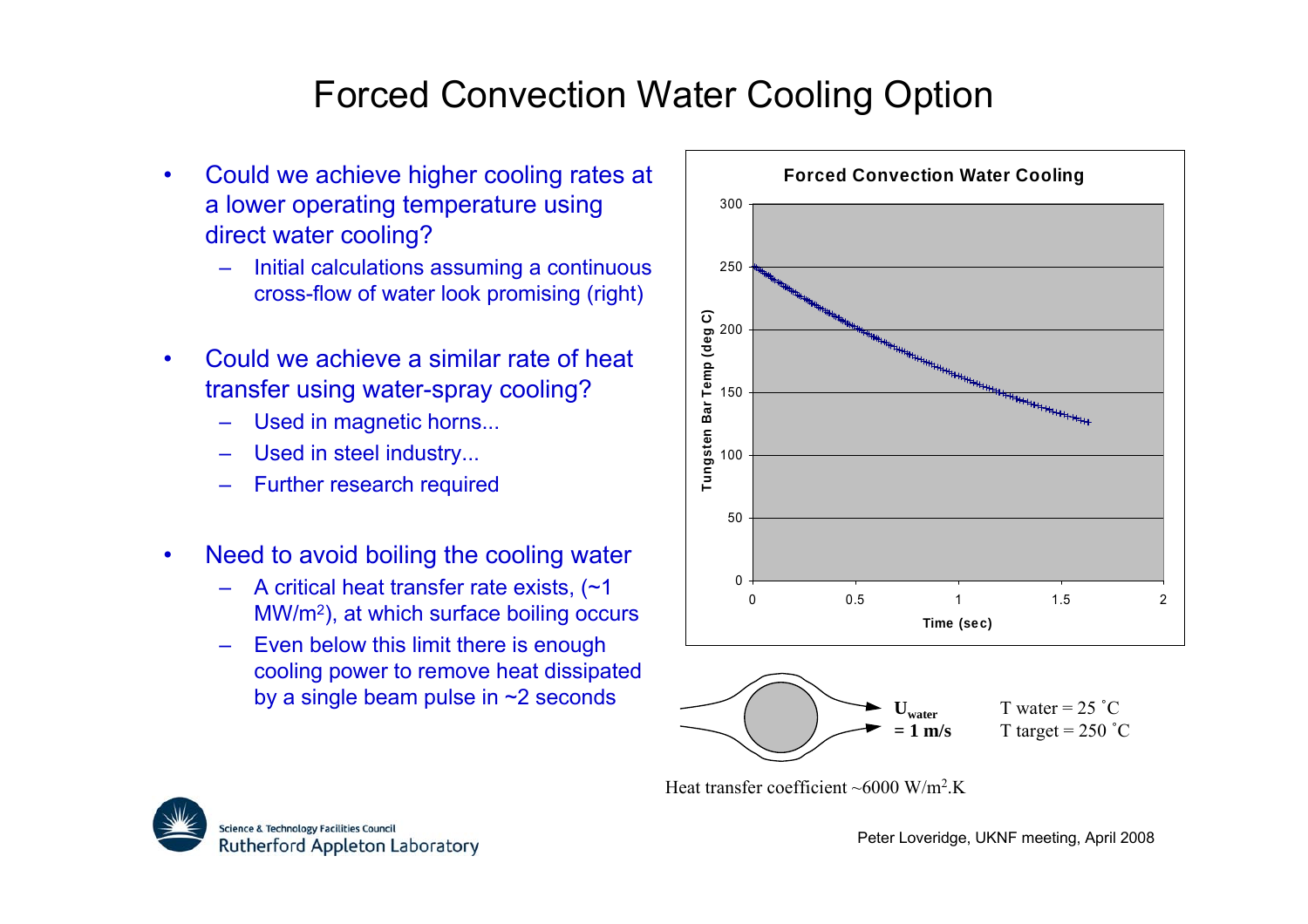# Forced Convection Water Cooling Option

- Could we achieve higher cooling rates at a lower operating temperature using direct water cooling?
  - Initial calculations assuming a continuous cross-flow of water look promising (right)
- Could we achieve a similar rate of heat transfer using water-spray cooling?
  - Used in magnetic horns...
  - Used in steel industry...
  - Further research required
- Need to avoid boiling the cooling water
  - A critical heat transfer rate exists, (~1 $MW/m^2$), at which surface boiling occurs
  - Even below this limit there is enough cooling power to remove heat dissipated by a single beam pulse in ~2 seconds

**Forced Convection Water Cooling**

Tungsten Bar Temp (deg C) vs Time (sec)

$U_{water}$ = 1 m/s

T water = 25 ˚C
T target = 250 ˚C

Heat transfer coefficient ~6000 $W/m^2.K$

Peter Loveridge, UKNF meeting, April 2008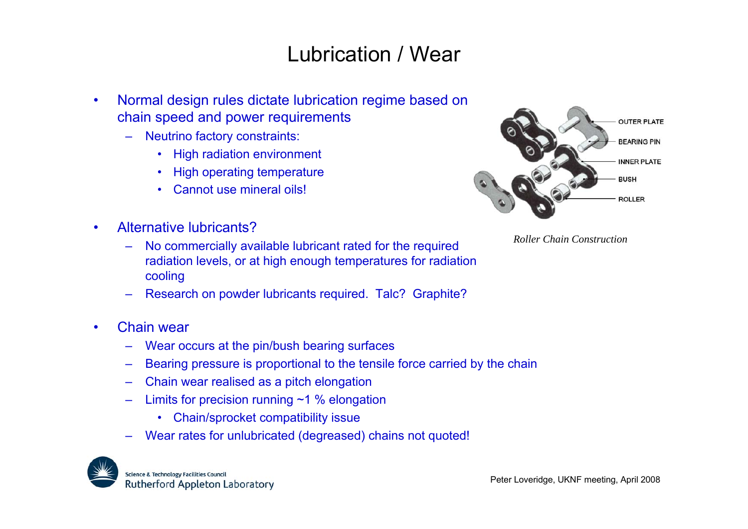# Lubrication / Wear

- Normal design rules dictate lubrication regime based on chain speed and power requirements
  - Neutrino factory constraints:
    - High radiation environment
    - High operating temperature
    - Cannot use mineral oils!

- Alternative lubricants?
  - No commercially available lubricant rated for the required radiation levels, or at high enough temperatures for radiation cooling
  - Research on powder lubricants required. Talc? Graphite?

*Roller Chain Construction*

- Chain wear
  - Wear occurs at the pin/bush bearing surfaces
  - Bearing pressure is proportional to the tensile force carried by the chain
  - Chain wear realised as a pitch elongation
  - Limits for precision running ~1 % elongation
    - Chain/sprocket compatibility issue
  - Wear rates for unlubricated (degreased) chains not quoted!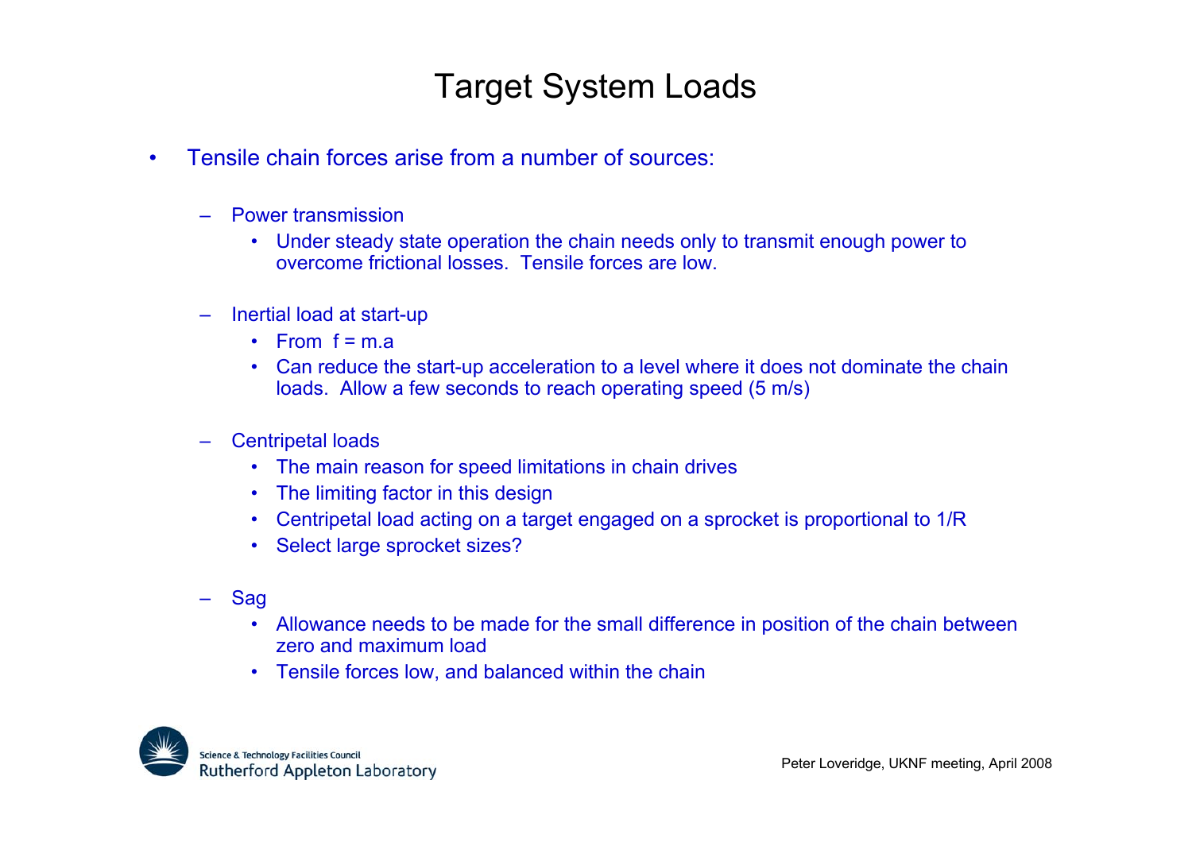# Target System Loads

- Tensile chain forces arise from a number of sources:
  - Power transmission
    - Under steady state operation the chain needs only to transmit enough power to overcome frictional losses. Tensile forces are low.
  - Inertial load at start-up
    - From $f = m.a$
    - Can reduce the start-up acceleration to a level where it does not dominate the chain loads. Allow a few seconds to reach operating speed (5 m/s)
  - Centripetal loads
    - The main reason for speed limitations in chain drives
    - The limiting factor in this design
    - Centripetal load acting on a target engaged on a sprocket is proportional to $1/R$
    - Select large sprocket sizes?
  - Sag
    - Allowance needs to be made for the small difference in position of the chain between zero and maximum load
    - Tensile forces low, and balanced within the chain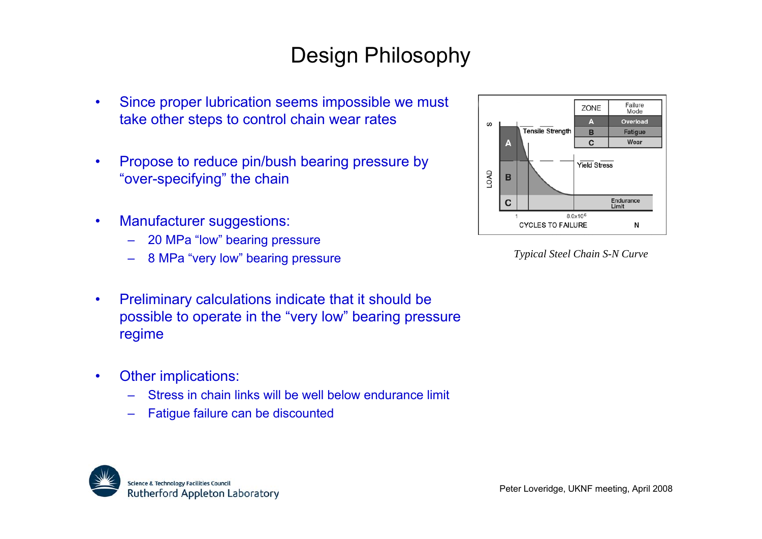# Design Philosophy

- Since proper lubrication seems impossible we must take other steps to control chain wear rates
- Propose to reduce pin/bush bearing pressure by "over-specifying" the chain
- Manufacturer suggestions:
  - 20 MPa "low" bearing pressure
  - 8 MPa "very low" bearing pressure
- Preliminary calculations indicate that it should be possible to operate in the "very low" bearing pressure regime
- Other implications:
  - Stress in chain links will be well below endurance limit
  - Fatigue failure can be discounted

| ZONE | Failure Mode |
| --- | --- |
| A | Overload |
| B | Fatigue |
| C | Wear |

*Typical Steel Chain S-N Curve*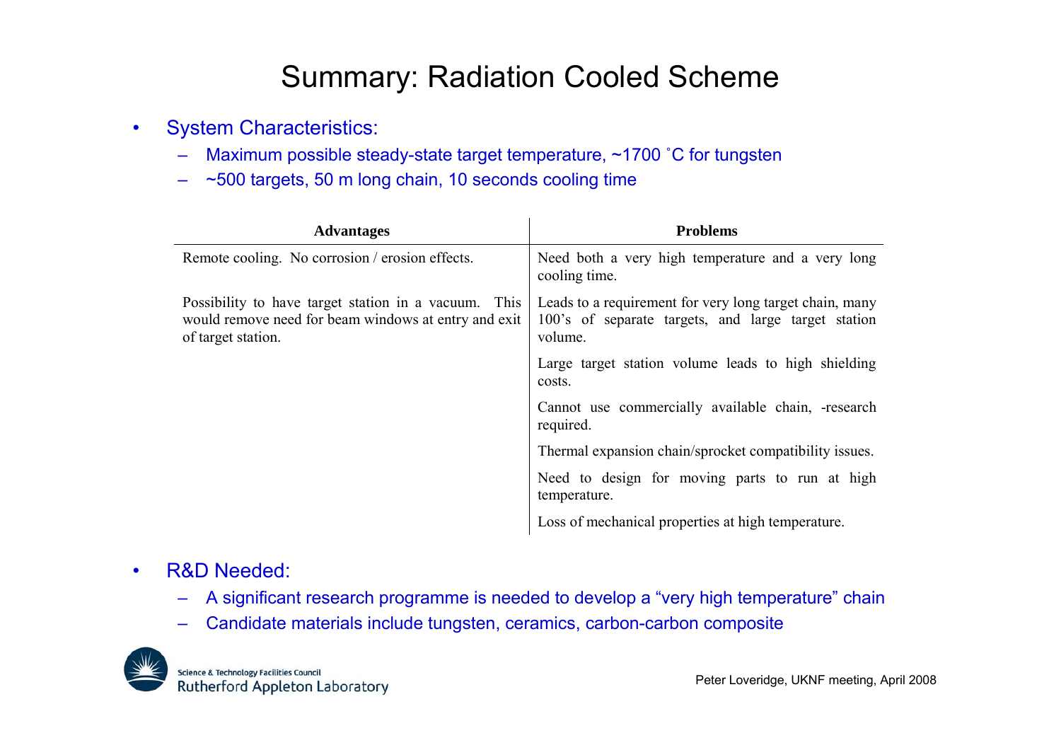# Summary: Radiation Cooled Scheme

- System Characteristics:
  - Maximum possible steady-state target temperature, ~1700 ˚C for tungsten
  - ~500 targets, 50 m long chain, 10 seconds cooling time

| Advantages | Problems |
| --- | --- |
| Remote cooling. No corrosion / erosion effects. | Need both a very high temperature and a very long cooling time. |
| Possibility to have target station in a vacuum. This would remove need for beam windows at entry and exit of target station. | Leads to a requirement for very long target chain, many 100's of separate targets, and large target station volume. |
| | Large target station volume leads to high shielding costs. |
| | Cannot use commercially available chain, -research required. |
| | Thermal expansion chain/sprocket compatibility issues. |
| | Need to design for moving parts to run at high temperature. |
| | Loss of mechanical properties at high temperature. |

- R&D Needed:
  - A significant research programme is needed to develop a "very high temperature" chain
  - Candidate materials include tungsten, ceramics, carbon-carbon composite

Science & Technology Facilities Council
Rutherford Appleton Laboratory

Peter Loveridge, UKNF meeting, April 2008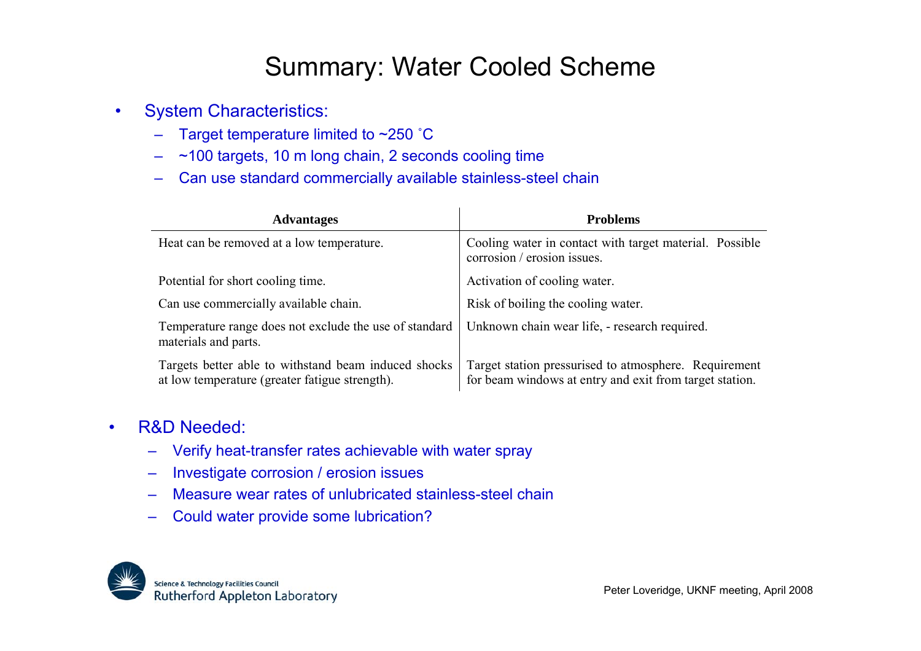# Summary: Water Cooled Scheme

- System Characteristics:
  - Target temperature limited to ~250 ˚C
  - ~100 targets, 10 m long chain, 2 seconds cooling time
  - Can use standard commercially available stainless-steel chain

| Advantages | Problems |
|---|---|
| Heat can be removed at a low temperature. | Cooling water in contact with target material. Possible corrosion / erosion issues. |
| Potential for short cooling time. | Activation of cooling water. |
| Can use commercially available chain. | Risk of boiling the cooling water. |
| Temperature range does not exclude the use of standard materials and parts. | Unknown chain wear life, - research required. |
| Targets better able to withstand beam induced shocks at low temperature (greater fatigue strength). | Target station pressurised to atmosphere. Requirement for beam windows at entry and exit from target station. |

- R&D Needed:
  - Verify heat-transfer rates achievable with water spray
  - Investigate corrosion / erosion issues
  - Measure wear rates of unlubricated stainless-steel chain
  - Could water provide some lubrication?